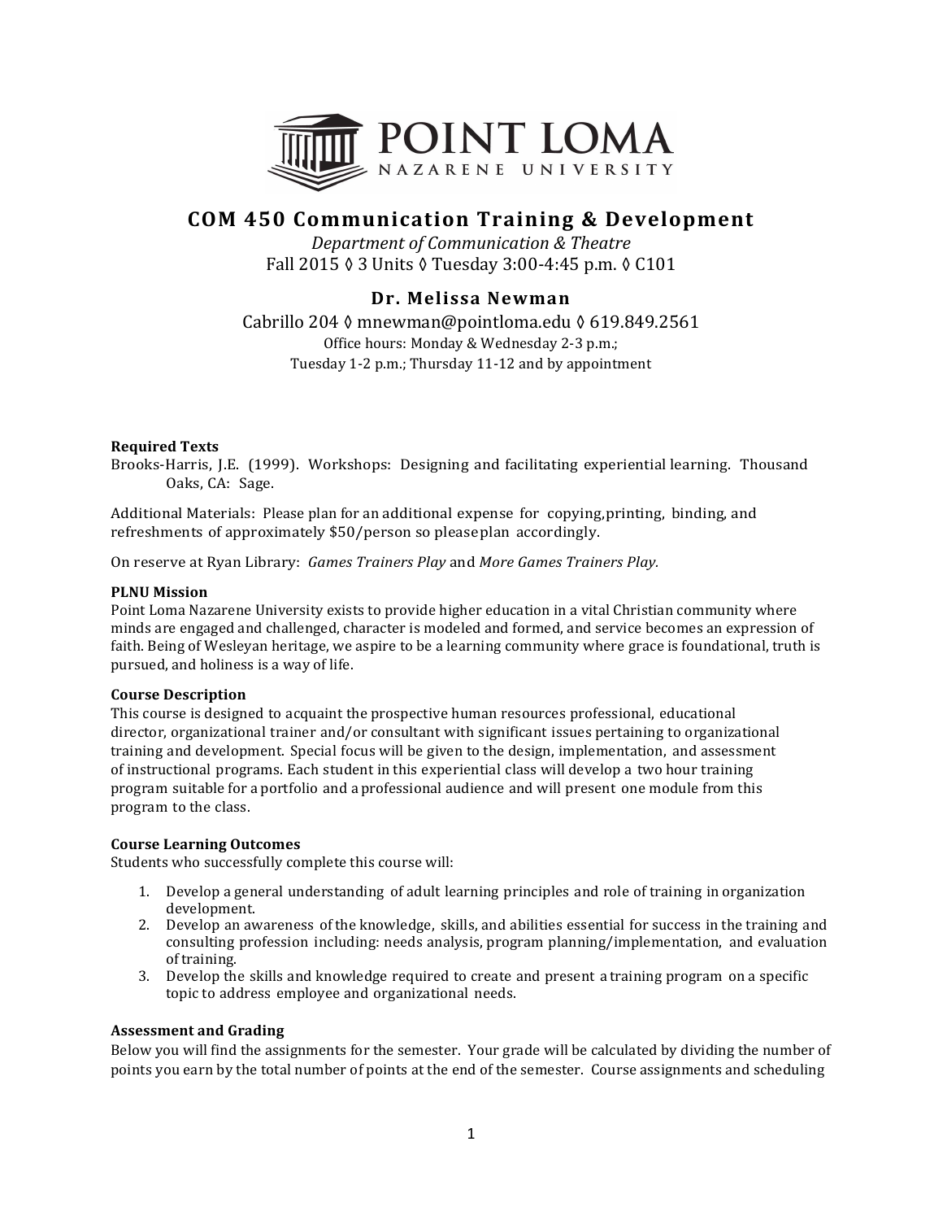# COM 450 Communication Training & Development

*Department of Communication & Theatre*

Fall 2015 ◊ 3 Units ◊ Tuesday 3:00-4:45 p.m. ◊ C101

## Dr. Melissa Newman

Cabrillo 204 ◊ mnewman@pointloma.edu ◊ 619.849.2561

Office hours: Monday & Wednesday 2-3 p.m.;
Tuesday 1-2 p.m.; Thursday 11-12 and by appointment

**Required Texts**

Brooks-Harris, J.E. (1999). Workshops: Designing and facilitating experiential learning. Thousand Oaks, CA: Sage.

Additional Materials: Please plan for an additional expense for copying,printing, binding, and refreshments of approximately $50/person so pleaseplan accordingly.

On reserve at Ryan Library: *Games Trainers Play* and *More Games Trainers Play.*

**PLNU Mission**

Point Loma Nazarene University exists to provide higher education in a vital Christian community where minds are engaged and challenged, character is modeled and formed, and service becomes an expression of faith. Being of Wesleyan heritage, we aspire to be a learning community where grace is foundational, truth is pursued, and holiness is a way of life.

**Course Description**

This course is designed to acquaint the prospective human resources professional, educational director, organizational trainer and/or consultant with significant issues pertaining to organizational training and development. Special focus will be given to the design, implementation, and assessment of instructional programs. Each student in this experiential class will develop a two hour training program suitable for a portfolio and a professional audience and will present one module from this program to the class.

**Course Learning Outcomes**

Students who successfully complete this course will:

1. Develop a general understanding of adult learning principles and role of training in organization development.
2. Develop an awareness of the knowledge, skills, and abilities essential for success in the training and consulting profession including: needs analysis, program planning/implementation, and evaluation of training.
3. Develop the skills and knowledge required to create and present a training program on a specific topic to address employee and organizational needs.

**Assessment and Grading**

Below you will find the assignments for the semester. Your grade will be calculated by dividing the number of points you earn by the total number of points at the end of the semester. Course assignments and scheduling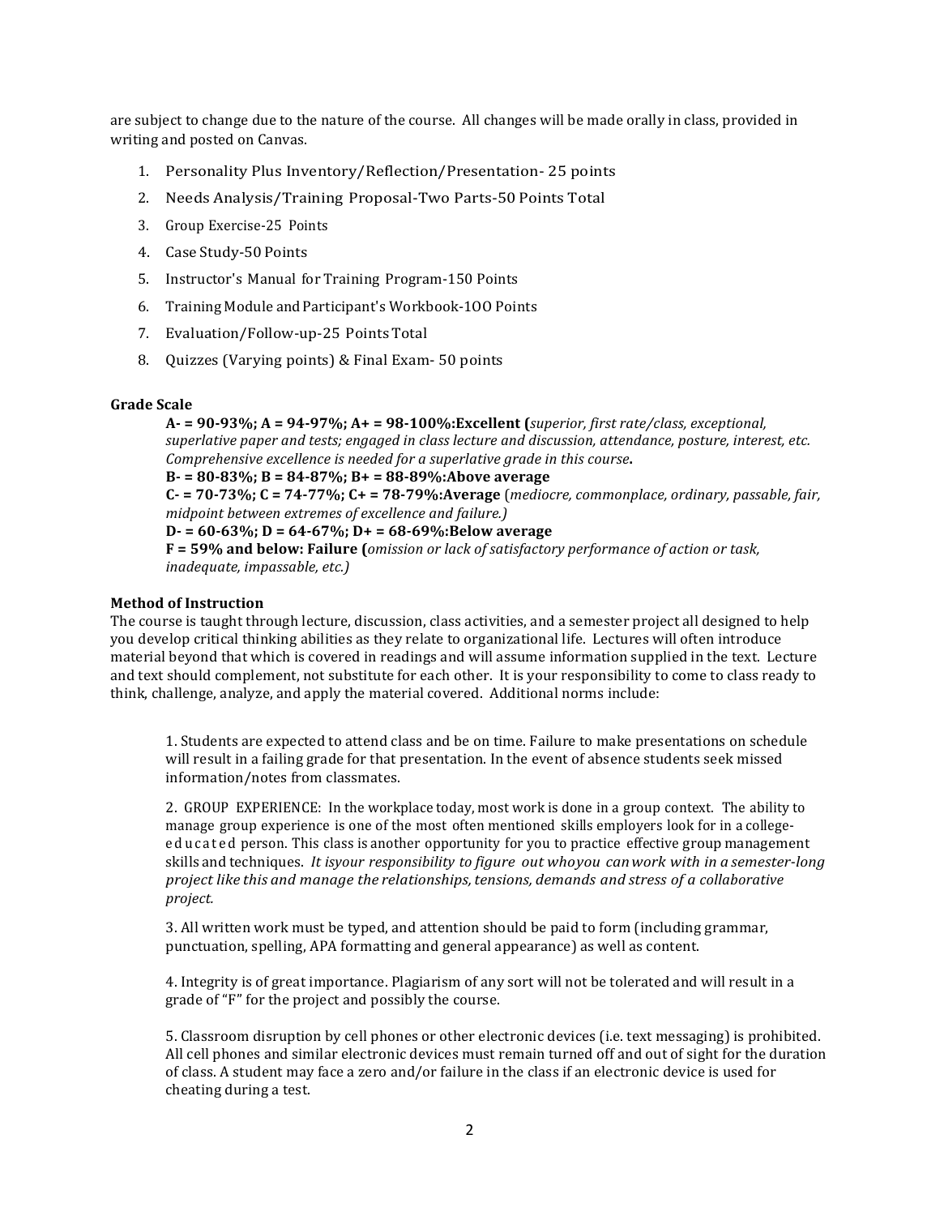are subject to change due to the nature of the course. All changes will be made orally in class, provided in writing and posted on Canvas.

1. Personality Plus Inventory/Reflection/Presentation- 25 points
2. Needs Analysis/Training Proposal-Two Parts-50 Points Total
3. Group Exercise-25 Points
4. Case Study-50 Points
5. Instructor's Manual for Training Program-150 Points
6. Training Module and Participant's Workbook-1OO Points
7. Evaluation/Follow-up-25 Points Total
8. Quizzes (Varying points) & Final Exam- 50 points

**Grade Scale**

**A- = 90-93%; A = 94-97%; A+ = 98-100%:Excellent (***superior, first rate/class, exceptional, superlative paper and tests; engaged in class lecture and discussion, attendance, posture, interest, etc. Comprehensive excellence is needed for a superlative grade in this course***.**
**B- = 80-83%; B = 84-87%; B+ = 88-89%:Above average**
**C- = 70-73%; C = 74-77%; C+ = 78-79%:Average** (*mediocre, commonplace, ordinary, passable, fair, midpoint between extremes of excellence and failure.)*
**D- = 60-63%; D = 64-67%; D+ = 68-69%:Below average**
**F = 59% and below: Failure (***omission or lack of satisfactory performance of action or task, inadequate, impassable, etc.)*

**Method of Instruction**

The course is taught through lecture, discussion, class activities, and a semester project all designed to help you develop critical thinking abilities as they relate to organizational life. Lectures will often introduce material beyond that which is covered in readings and will assume information supplied in the text. Lecture and text should complement, not substitute for each other. It is your responsibility to come to class ready to think, challenge, analyze, and apply the material covered. Additional norms include:

1. Students are expected to attend class and be on time. Failure to make presentations on schedule will result in a failing grade for that presentation. In the event of absence students seek missed information/notes from classmates.

2. GROUP EXPERIENCE: In the workplace today, most work is done in a group context. The ability to manage group experience is one of the most often mentioned skills employers look for in a college-educated person. This class is another opportunity for you to practice effective group management skills and techniques. *It isyour responsibility to figure out whoyou canwork with in a semester-long project like this and manage the relationships, tensions, demands and stress of a collaborative project.*

3. All written work must be typed, and attention should be paid to form (including grammar, punctuation, spelling, APA formatting and general appearance) as well as content.

4. Integrity is of great importance. Plagiarism of any sort will not be tolerated and will result in a grade of "F" for the project and possibly the course.

5. Classroom disruption by cell phones or other electronic devices (i.e. text messaging) is prohibited. All cell phones and similar electronic devices must remain turned off and out of sight for the duration of class. A student may face a zero and/or failure in the class if an electronic device is used for cheating during a test.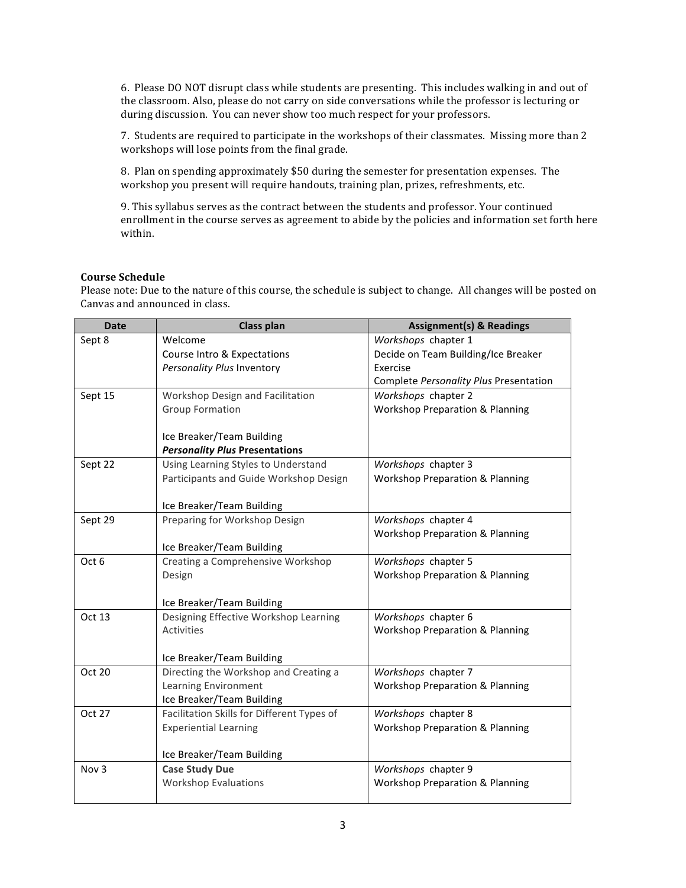6. Please DO NOT disrupt class while students are presenting. This includes walking in and out of the classroom. Also, please do not carry on side conversations while the professor is lecturing or during discussion. You can never show too much respect for your professors.

7. Students are required to participate in the workshops of their classmates. Missing more than 2 workshops will lose points from the final grade.

8. Plan on spending approximately $50 during the semester for presentation expenses. The workshop you present will require handouts, training plan, prizes, refreshments, etc.

9. This syllabus serves as the contract between the students and professor. Your continued enrollment in the course serves as agreement to abide by the policies and information set forth here within.

**Course Schedule**

Please note: Due to the nature of this course, the schedule is subject to change. All changes will be posted on Canvas and announced in class.

| Date | Class plan | Assignment(s) & Readings |
|---|---|---|
| Sept 8 | Welcome<br>Course Intro & Expectations<br>*Personality Plus* Inventory | *Workshops* chapter 1<br>Decide on Team Building/Ice Breaker Exercise<br>Complete *Personality Plus* Presentation |
| Sept 15 | Workshop Design and Facilitation<br>Group Formation<br><br>Ice Breaker/Team Building<br>***Personality Plus* Presentations** | *Workshops* chapter 2<br>Workshop Preparation & Planning |
| Sept 22 | Using Learning Styles to Understand Participants and Guide Workshop Design<br><br>Ice Breaker/Team Building | *Workshops* chapter 3<br>Workshop Preparation & Planning |
| Sept 29 | Preparing for Workshop Design<br><br>Ice Breaker/Team Building | *Workshops* chapter 4<br>Workshop Preparation & Planning |
| Oct 6 | Creating a Comprehensive Workshop Design<br><br>Ice Breaker/Team Building | *Workshops* chapter 5<br>Workshop Preparation & Planning |
| Oct 13 | Designing Effective Workshop Learning Activities<br><br>Ice Breaker/Team Building | *Workshops* chapter 6<br>Workshop Preparation & Planning |
| Oct 20 | Directing the Workshop and Creating a Learning Environment<br>Ice Breaker/Team Building | *Workshops* chapter 7<br>Workshop Preparation & Planning |
| Oct 27 | Facilitation Skills for Different Types of Experiential Learning<br><br>Ice Breaker/Team Building | *Workshops* chapter 8<br>Workshop Preparation & Planning |
| Nov 3 | **Case Study Due**<br>Workshop Evaluations | *Workshops* chapter 9<br>Workshop Preparation & Planning |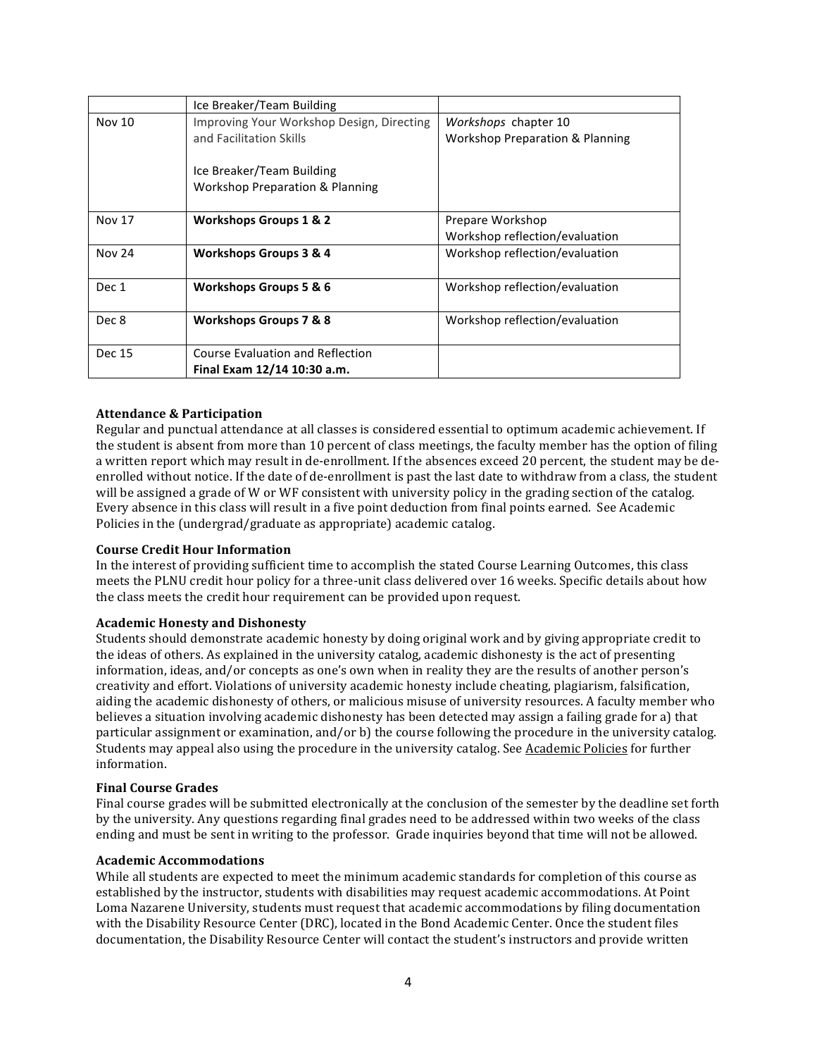| | | |
|---|---|---|
| | Ice Breaker/Team Building | |
| Nov 10 | Improving Your Workshop Design, Directing and Facilitation Skills<br><br>Ice Breaker/Team Building<br>Workshop Preparation & Planning | *Workshops* chapter 10<br>Workshop Preparation & Planning |
| Nov 17 | **Workshops Groups 1 & 2** | Prepare Workshop<br>Workshop reflection/evaluation |
| Nov 24 | **Workshops Groups 3 & 4** | Workshop reflection/evaluation |
| Dec 1 | **Workshops Groups 5 & 6** | Workshop reflection/evaluation |
| Dec 8 | **Workshops Groups 7 & 8** | Workshop reflection/evaluation |
| Dec 15 | Course Evaluation and Reflection<br>**Final Exam 12/14 10:30 a.m.** | |

**Attendance & Participation**

Regular and punctual attendance at all classes is considered essential to optimum academic achievement. If the student is absent from more than 10 percent of class meetings, the faculty member has the option of filing a written report which may result in de-enrollment. If the absences exceed 20 percent, the student may be de-enrolled without notice. If the date of de-enrollment is past the last date to withdraw from a class, the student will be assigned a grade of W or WF consistent with university policy in the grading section of the catalog. Every absence in this class will result in a five point deduction from final points earned. See Academic Policies in the (undergrad/graduate as appropriate) academic catalog.

**Course Credit Hour Information**

In the interest of providing sufficient time to accomplish the stated Course Learning Outcomes, this class meets the PLNU credit hour policy for a three-unit class delivered over 16 weeks. Specific details about how the class meets the credit hour requirement can be provided upon request.

**Academic Honesty and Dishonesty**

Students should demonstrate academic honesty by doing original work and by giving appropriate credit to the ideas of others. As explained in the university catalog, academic dishonesty is the act of presenting information, ideas, and/or concepts as one's own when in reality they are the results of another person's creativity and effort. Violations of university academic honesty include cheating, plagiarism, falsification, aiding the academic dishonesty of others, or malicious misuse of university resources. A faculty member who believes a situation involving academic dishonesty has been detected may assign a failing grade for a) that particular assignment or examination, and/or b) the course following the procedure in the university catalog. Students may appeal also using the procedure in the university catalog. See Academic Policies for further information.

**Final Course Grades**

Final course grades will be submitted electronically at the conclusion of the semester by the deadline set forth by the university. Any questions regarding final grades need to be addressed within two weeks of the class ending and must be sent in writing to the professor. Grade inquiries beyond that time will not be allowed.

**Academic Accommodations**

While all students are expected to meet the minimum academic standards for completion of this course as established by the instructor, students with disabilities may request academic accommodations. At Point Loma Nazarene University, students must request that academic accommodations by filing documentation with the Disability Resource Center (DRC), located in the Bond Academic Center. Once the student files documentation, the Disability Resource Center will contact the student's instructors and provide written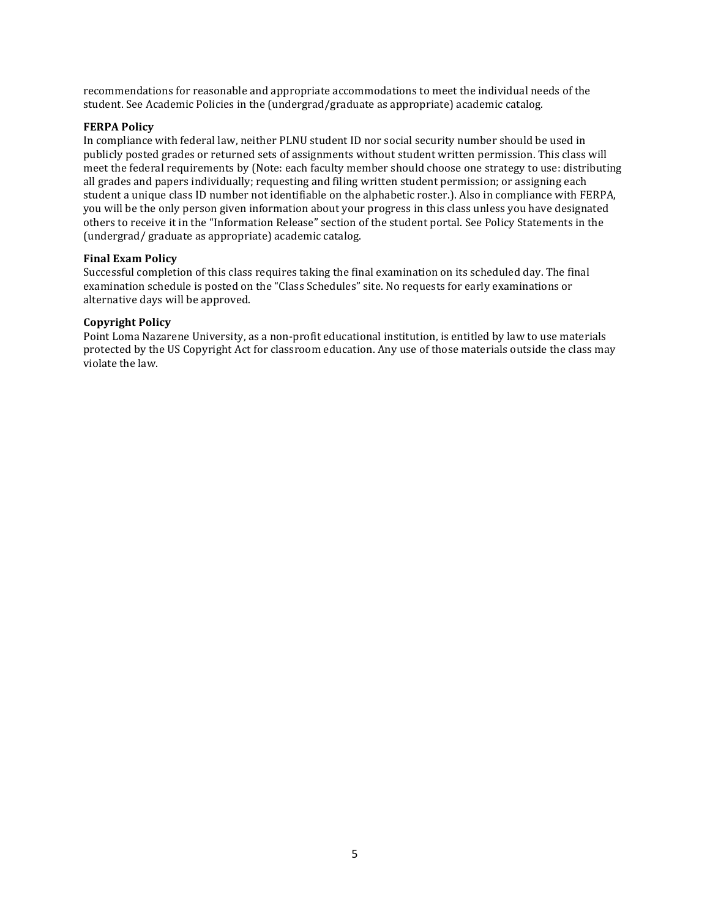recommendations for reasonable and appropriate accommodations to meet the individual needs of the student. See Academic Policies in the (undergrad/graduate as appropriate) academic catalog.

**FERPA Policy**

In compliance with federal law, neither PLNU student ID nor social security number should be used in publicly posted grades or returned sets of assignments without student written permission. This class will meet the federal requirements by (Note: each faculty member should choose one strategy to use: distributing all grades and papers individually; requesting and filing written student permission; or assigning each student a unique class ID number not identifiable on the alphabetic roster.). Also in compliance with FERPA, you will be the only person given information about your progress in this class unless you have designated others to receive it in the "Information Release" section of the student portal. See Policy Statements in the (undergrad/ graduate as appropriate) academic catalog.

**Final Exam Policy**

Successful completion of this class requires taking the final examination on its scheduled day. The final examination schedule is posted on the "Class Schedules" site. No requests for early examinations or alternative days will be approved.

**Copyright Policy**

Point Loma Nazarene University, as a non-profit educational institution, is entitled by law to use materials protected by the US Copyright Act for classroom education. Any use of those materials outside the class may violate the law.